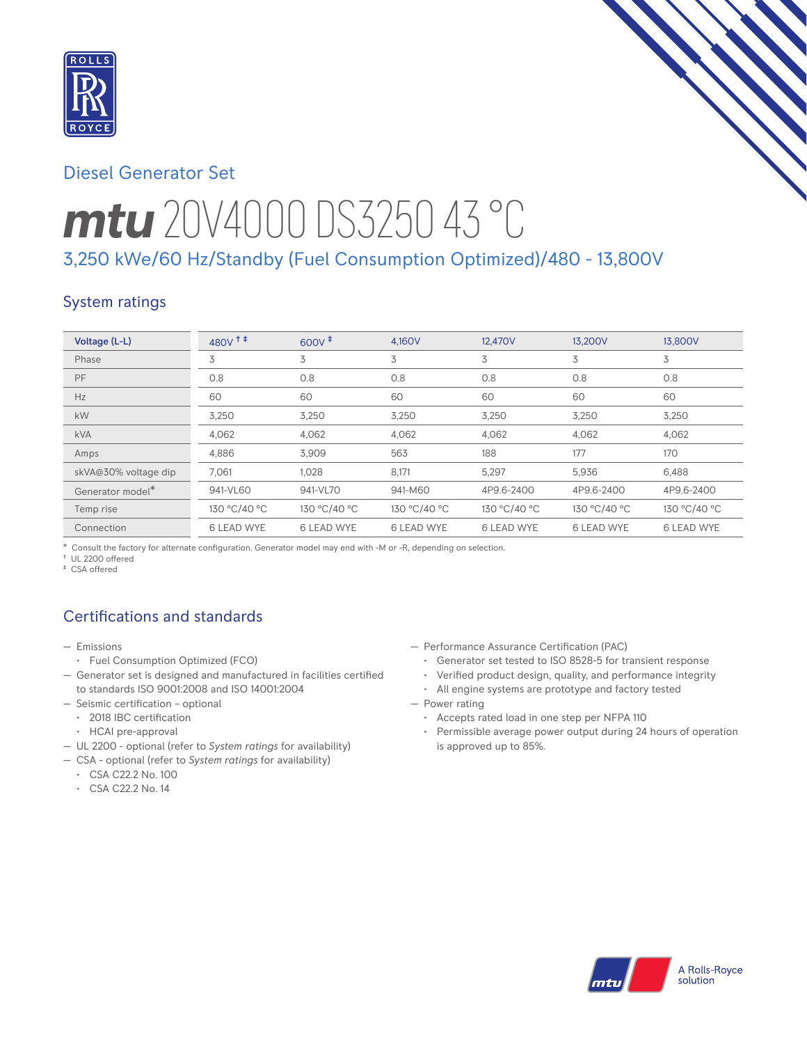Diesel Generator Set

# mtu 20V4000 DS3250 43 °C

## 3,250 kWe/60 Hz/Standby (Fuel Consumption Optimized)/480 - 13,800V

### System ratings

| Voltage (L-L) | 480V †‡ | 600V ‡ | 4,160V | 12,470V | 13,200V | 13,800V |
|---|---|---|---|---|---|---|
| Phase | 3 | 3 | 3 | 3 | 3 | 3 |
| PF | 0.8 | 0.8 | 0.8 | 0.8 | 0.8 | 0.8 |
| Hz | 60 | 60 | 60 | 60 | 60 | 60 |
| kW | 3,250 | 3,250 | 3,250 | 3,250 | 3,250 | 3,250 |
| kVA | 4,062 | 4,062 | 4,062 | 4,062 | 4,062 | 4,062 |
| Amps | 4,886 | 3,909 | 563 | 188 | 177 | 170 |
| skVA@30% voltage dip | 7,061 | 1,028 | 8,171 | 5,297 | 5,936 | 6,488 |
| Generator model* | 941-VL60 | 941-VL70 | 941-M60 | 4P9.6-2400 | 4P9.6-2400 | 4P9.6-2400 |
| Temp rise | 130 °C/40 °C | 130 °C/40 °C | 130 °C/40 °C | 130 °C/40 °C | 130 °C/40 °C | 130 °C/40 °C |
| Connection | 6 LEAD WYE | 6 LEAD WYE | 6 LEAD WYE | 6 LEAD WYE | 6 LEAD WYE | 6 LEAD WYE |

\* Consult the factory for alternate configuration. Generator model may end with -M or -R, depending on selection.
† UL 2200 offered
‡ CSA offered

### Certifications and standards

- Emissions
  - Fuel Consumption Optimized (FCO)
- Generator set is designed and manufactured in facilities certified to standards ISO 9001:2008 and ISO 14001:2004
- Seismic certification – optional
  - 2018 IBC certification
  - HCAI pre-approval
- UL 2200 - optional (refer to *System ratings* for availability)
- CSA - optional (refer to *System ratings* for availability)
  - CSA C22.2 No. 100
  - CSA C22.2 No. 14
- Performance Assurance Certification (PAC)
  - Generator set tested to ISO 8528-5 for transient response
  - Verified product design, quality, and performance integrity
  - All engine systems are prototype and factory tested
- Power rating
  - Accepts rated load in one step per NFPA 110
  - Permissible average power output during 24 hours of operation is approved up to 85%.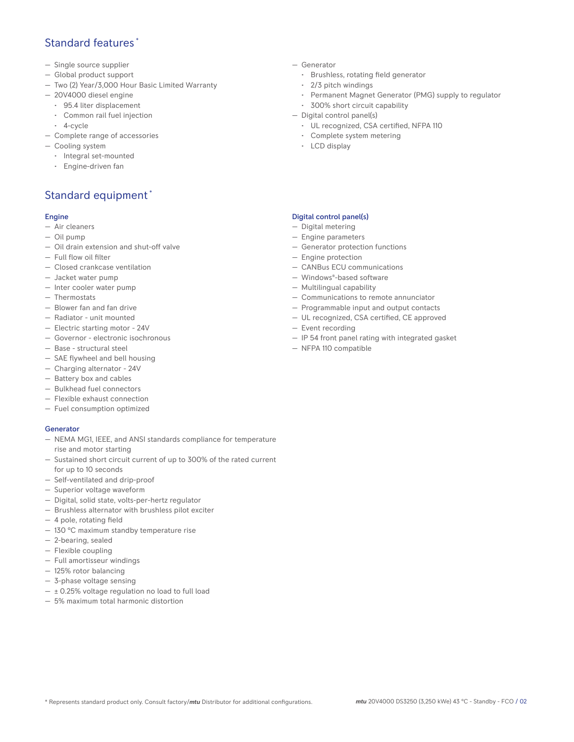## Standard features *

- Single source supplier
- Global product support
- Two (2) Year/3,000 Hour Basic Limited Warranty
- 20V4000 diesel engine
  - 95.4 liter displacement
  - Common rail fuel injection
  - 4-cycle
- Complete range of accessories
- Cooling system
  - Integral set-mounted
  - Engine-driven fan
- Generator
  - Brushless, rotating field generator
  - 2/3 pitch windings
  - Permanent Magnet Generator (PMG) supply to regulator
  - 300% short circuit capability
- Digital control panel(s)
  - UL recognized, CSA certified, NFPA 110
  - Complete system metering
  - LCD display

## Standard equipment *

### Engine

- Air cleaners
- Oil pump
- Oil drain extension and shut-off valve
- Full flow oil filter
- Closed crankcase ventilation
- Jacket water pump
- Inter cooler water pump
- Thermostats
- Blower fan and fan drive
- Radiator - unit mounted
- Electric starting motor - 24V
- Governor - electronic isochronous
- Base - structural steel
- SAE flywheel and bell housing
- Charging alternator - 24V
- Battery box and cables
- Bulkhead fuel connectors
- Flexible exhaust connection
- Fuel consumption optimized

### Generator

- NEMA MG1, IEEE, and ANSI standards compliance for temperature rise and motor starting
- Sustained short circuit current of up to 300% of the rated current for up to 10 seconds
- Self-ventilated and drip-proof
- Superior voltage waveform
- Digital, solid state, volts-per-hertz regulator
- Brushless alternator with brushless pilot exciter
- 4 pole, rotating field
- 130 °C maximum standby temperature rise
- 2-bearing, sealed
- Flexible coupling
- Full amortisseur windings
- 125% rotor balancing
- 3-phase voltage sensing
- ± 0.25% voltage regulation no load to full load
- 5% maximum total harmonic distortion

### Digital control panel(s)

- Digital metering
- Engine parameters
- Generator protection functions
- Engine protection
- CANBus ECU communications
- Windows®-based software
- Multilingual capability
- Communications to remote annunciator
- Programmable input and output contacts
- UL recognized, CSA certified, CE approved
- Event recording
- IP 54 front panel rating with integrated gasket
- NFPA 110 compatible

* Represents standard product only. Consult factory/*mtu* Distributor for additional configurations.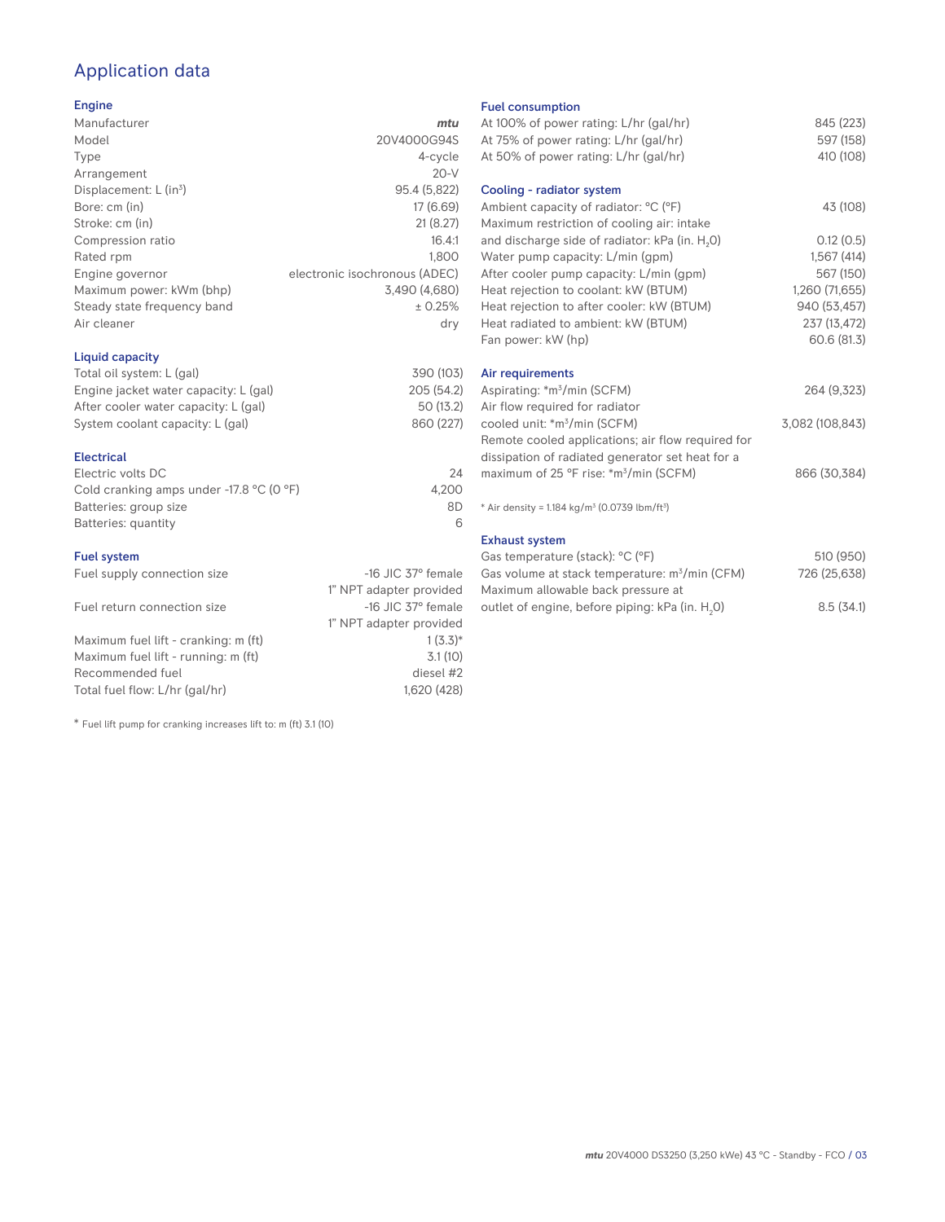# Application data

## Engine

| | |
|---|---|
| Manufacturer | *mtu* |
| Model | 20V4000G94S |
| Type | 4-cycle |
| Arrangement | 20-V |
| Displacement: L ($in^3$) | 95.4 (5,822) |
| Bore: cm (in) | 17 (6.69) |
| Stroke: cm (in) | 21 (8.27) |
| Compression ratio | 16.4:1 |
| Rated rpm | 1,800 |
| Engine governor | electronic isochronous (ADEC) |
| Maximum power: kWm (bhp) | 3,490 (4,680) |
| Steady state frequency band | ± 0.25% |
| Air cleaner | dry |

## Liquid capacity

| | |
|---|---|
| Total oil system: L (gal) | 390 (103) |
| Engine jacket water capacity: L (gal) | 205 (54.2) |
| After cooler water capacity: L (gal) | 50 (13.2) |
| System coolant capacity: L (gal) | 860 (227) |

## Electrical

| | |
|---|---|
| Electric volts DC | 24 |
| Cold cranking amps under -17.8 °C (0 °F) | 4,200 |
| Batteries: group size | 8D |
| Batteries: quantity | 6 |

## Fuel system

| | |
|---|---|
| Fuel supply connection size | -16 JIC 37° female 1" NPT adapter provided |
| Fuel return connection size | -16 JIC 37° female 1" NPT adapter provided |
| Maximum fuel lift - cranking: m (ft) | 1 (3.3)* |
| Maximum fuel lift - running: m (ft) | 3.1 (10) |
| Recommended fuel | diesel #2 |
| Total fuel flow: L/hr (gal/hr) | 1,620 (428) |

* Fuel lift pump for cranking increases lift to: m (ft) 3.1 (10)

## Fuel consumption

| | |
|---|---|
| At 100% of power rating: L/hr (gal/hr) | 845 (223) |
| At 75% of power rating: L/hr (gal/hr) | 597 (158) |
| At 50% of power rating: L/hr (gal/hr) | 410 (108) |

## Cooling - radiator system

| | |
|---|---|
| Ambient capacity of radiator: °C (°F) | 43 (108) |
| Maximum restriction of cooling air: intake and discharge side of radiator: kPa (in. $H_2O$) | 0.12 (0.5) |
| Water pump capacity: L/min (gpm) | 1,567 (414) |
| After cooler pump capacity: L/min (gpm) | 567 (150) |
| Heat rejection to coolant: kW (BTUM) | 1,260 (71,655) |
| Heat rejection to after cooler: kW (BTUM) | 940 (53,457) |
| Heat radiated to ambient: kW (BTUM) | 237 (13,472) |
| Fan power: kW (hp) | 60.6 (81.3) |

## Air requirements

| | |
|---|---|
| Aspirating: *$m^3$/min (SCFM) | 264 (9,323) |
| Air flow required for radiator cooled unit: *$m^3$/min (SCFM) | 3,082 (108,843) |
| Remote cooled applications; air flow required for dissipation of radiated generator set heat for a maximum of 25 °F rise: *$m^3$/min (SCFM) | 866 (30,384) |

* Air density = 1.184 kg/$m^3$ (0.0739 lbm/$ft^3$)

## Exhaust system

| | |
|---|---|
| Gas temperature (stack): °C (°F) | 510 (950) |
| Gas volume at stack temperature: $m^3$/min (CFM) | 726 (25,638) |
| Maximum allowable back pressure at outlet of engine, before piping: kPa (in. $H_2O$) | 8.5 (34.1) |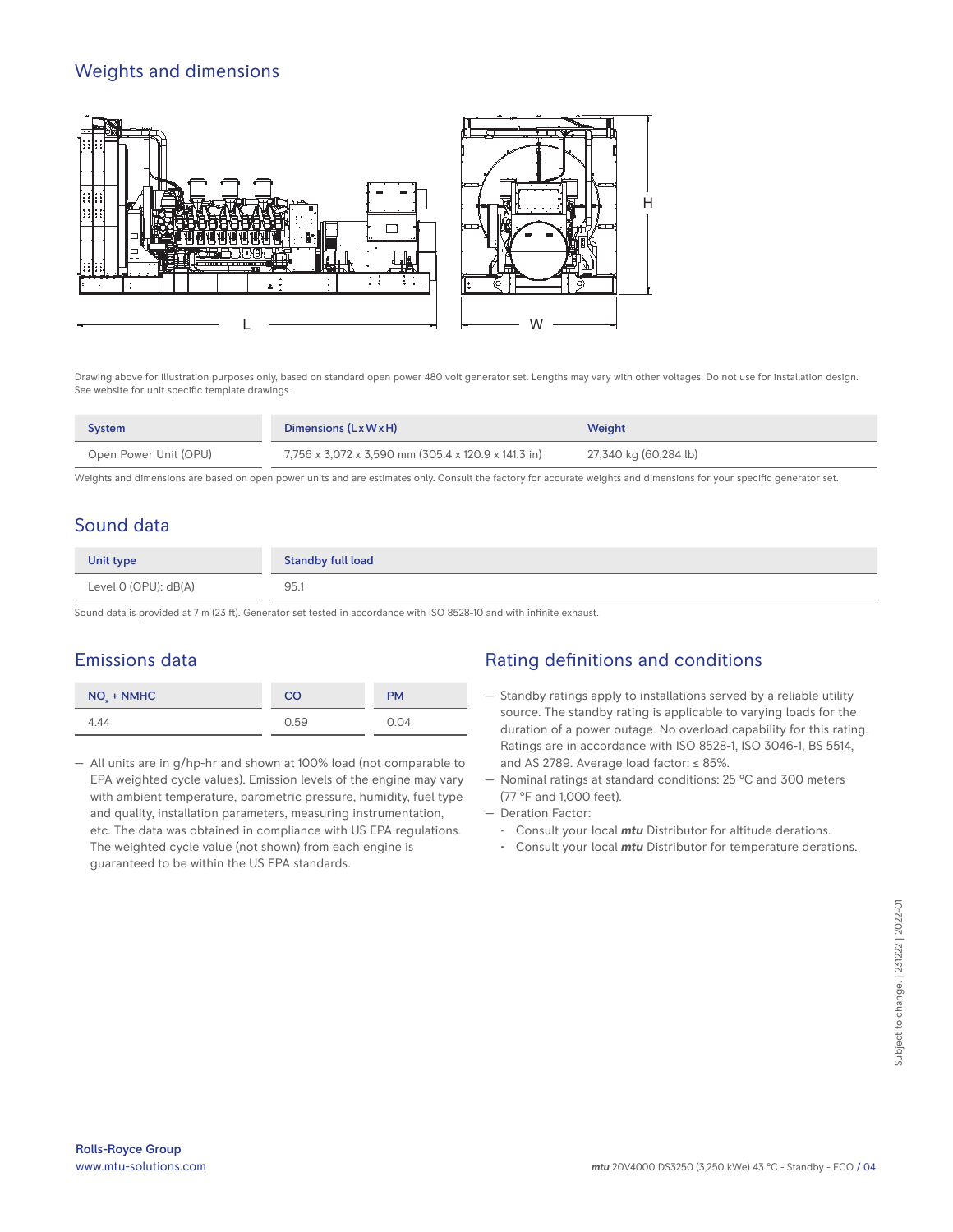## Weights and dimensions

L

W

H

Drawing above for illustration purposes only, based on standard open power 480 volt generator set. Lengths may vary with other voltages. Do not use for installation design. See website for unit specific template drawings.

| System | Dimensions (L x W x H) | Weight |
|---|---|---|
| Open Power Unit (OPU) | 7,756 x 3,072 x 3,590 mm (305.4 x 120.9 x 141.3 in) | 27,340 kg (60,284 lb) |

Weights and dimensions are based on open power units and are estimates only. Consult the factory for accurate weights and dimensions for your specific generator set.

## Sound data

| Unit type | Standby full load |
|---|---|
| Level 0 (OPU): dB(A) | 95.1 |

Sound data is provided at 7 m (23 ft). Generator set tested in accordance with ISO 8528-10 and with infinite exhaust.

## Emissions data

| $NO_x$ + NMHC | CO | PM |
|---|---|---|
| 4.44 | 0.59 | 0.04 |

— All units are in g/hp-hr and shown at 100% load (not comparable to EPA weighted cycle values). Emission levels of the engine may vary with ambient temperature, barometric pressure, humidity, fuel type and quality, installation parameters, measuring instrumentation, etc. The data was obtained in compliance with US EPA regulations. The weighted cycle value (not shown) from each engine is guaranteed to be within the US EPA standards.

## Rating definitions and conditions

— Standby ratings apply to installations served by a reliable utility source. The standby rating is applicable to varying loads for the duration of a power outage. No overload capability for this rating. Ratings are in accordance with ISO 8528-1, ISO 3046-1, BS 5514, and AS 2789. Average load factor: ≤ 85%.

— Nominal ratings at standard conditions: 25 °C and 300 meters (77 °F and 1,000 feet).

— Deration Factor:
- Consult your local ***mtu*** Distributor for altitude derations.
- Consult your local ***mtu*** Distributor for temperature derations.